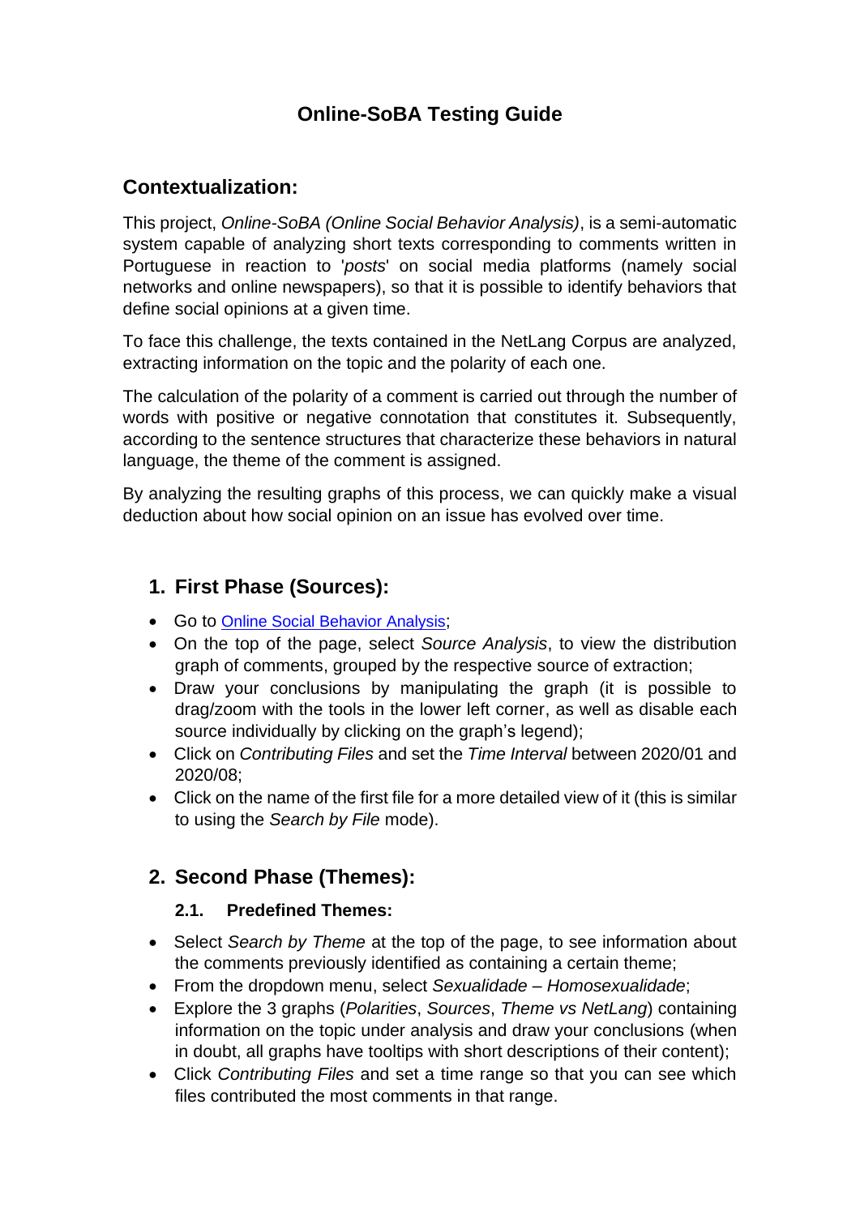# Online-SoBA Testing Guide

## Contextualization:

This project, *Online-SoBA (Online Social Behavior Analysis)*, is a semi-automatic system capable of analyzing short texts corresponding to comments written in Portuguese in reaction to '*posts*' on social media platforms (namely social networks and online newspapers), so that it is possible to identify behaviors that define social opinions at a given time.

To face this challenge, the texts contained in the NetLang Corpus are analyzed, extracting information on the topic and the polarity of each one.

The calculation of the polarity of a comment is carried out through the number of words with positive or negative connotation that constitutes it. Subsequently, according to the sentence structures that characterize these behaviors in natural language, the theme of the comment is assigned.

By analyzing the resulting graphs of this process, we can quickly make a visual deduction about how social opinion on an issue has evolved over time.

## 1. First Phase (Sources):

- Go to Online Social Behavior Analysis;
- On the top of the page, select *Source Analysis*, to view the distribution graph of comments, grouped by the respective source of extraction;
- Draw your conclusions by manipulating the graph (it is possible to drag/zoom with the tools in the lower left corner, as well as disable each source individually by clicking on the graph's legend);
- Click on *Contributing Files* and set the *Time Interval* between 2020/01 and 2020/08;
- Click on the name of the first file for a more detailed view of it (this is similar to using the *Search by File* mode).

## 2. Second Phase (Themes):

### 2.1. Predefined Themes:

- Select *Search by Theme* at the top of the page, to see information about the comments previously identified as containing a certain theme;
- From the dropdown menu, select *Sexualidade – Homosexualidade*;
- Explore the 3 graphs (*Polarities*, *Sources*, *Theme vs NetLang*) containing information on the topic under analysis and draw your conclusions (when in doubt, all graphs have tooltips with short descriptions of their content);
- Click *Contributing Files* and set a time range so that you can see which files contributed the most comments in that range.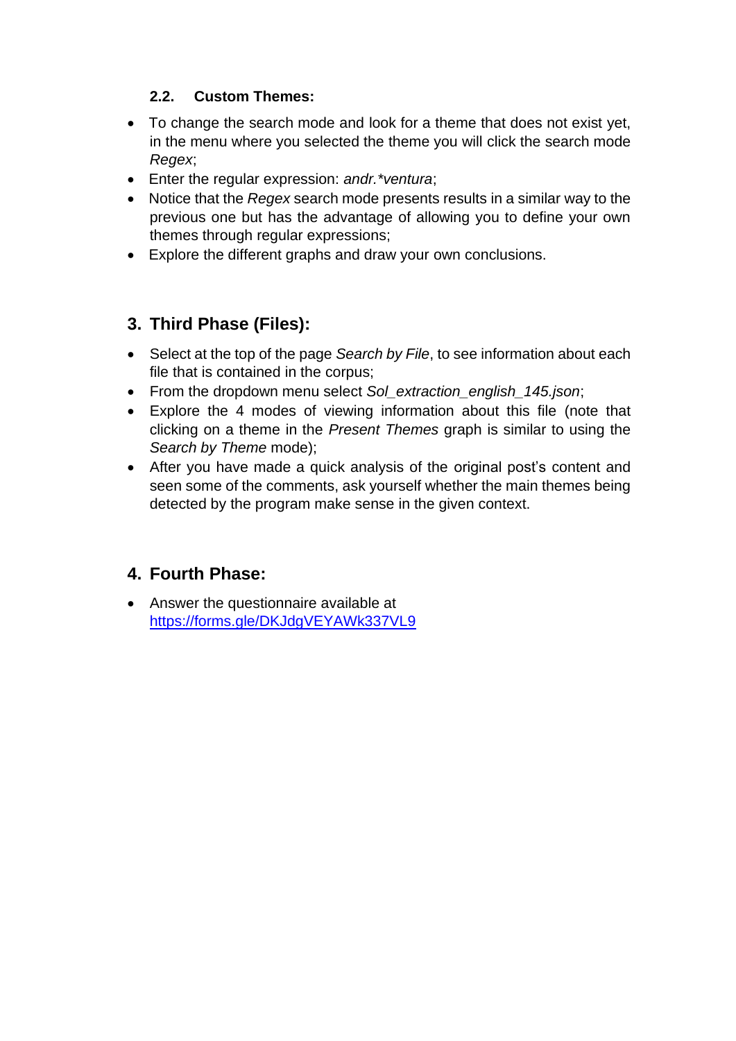### 2.2. Custom Themes:

- To change the search mode and look for a theme that does not exist yet, in the menu where you selected the theme you will click the search mode *Regex*;
- Enter the regular expression: *andr.*ventura*;
- Notice that the *Regex* search mode presents results in a similar way to the previous one but has the advantage of allowing you to define your own themes through regular expressions;
- Explore the different graphs and draw your own conclusions.

## 3. Third Phase (Files):

- Select at the top of the page *Search by File*, to see information about each file that is contained in the corpus;
- From the dropdown menu select *Sol_extraction_english_145.json*;
- Explore the 4 modes of viewing information about this file (note that clicking on a theme in the *Present Themes* graph is similar to using the *Search by Theme* mode);
- After you have made a quick analysis of the original post's content and seen some of the comments, ask yourself whether the main themes being detected by the program make sense in the given context.

## 4. Fourth Phase:

- Answer the questionnaire available at [https://forms.gle/DKJdgVEYAWk337VL9](https://forms.gle/DKJdgVEYAWk337VL9)